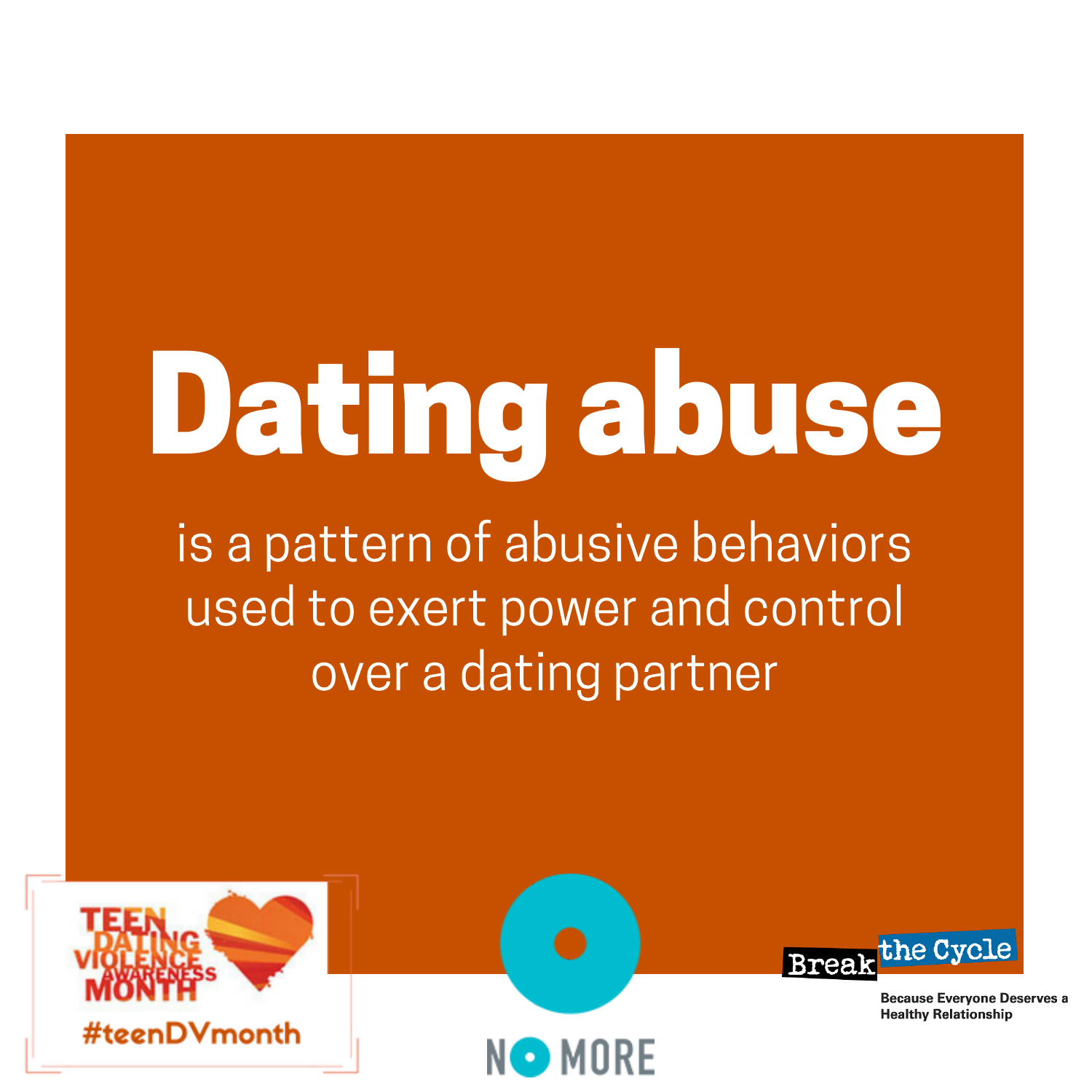# Dating abuse

is a pattern of abusive behaviors used to exert power and control over a dating partner

TEEN DATING VIOLENCE AWARENESS MONTH

#teenDVmonth

NO MORE

Break the Cycle

Because Everyone Deserves a Healthy Relationship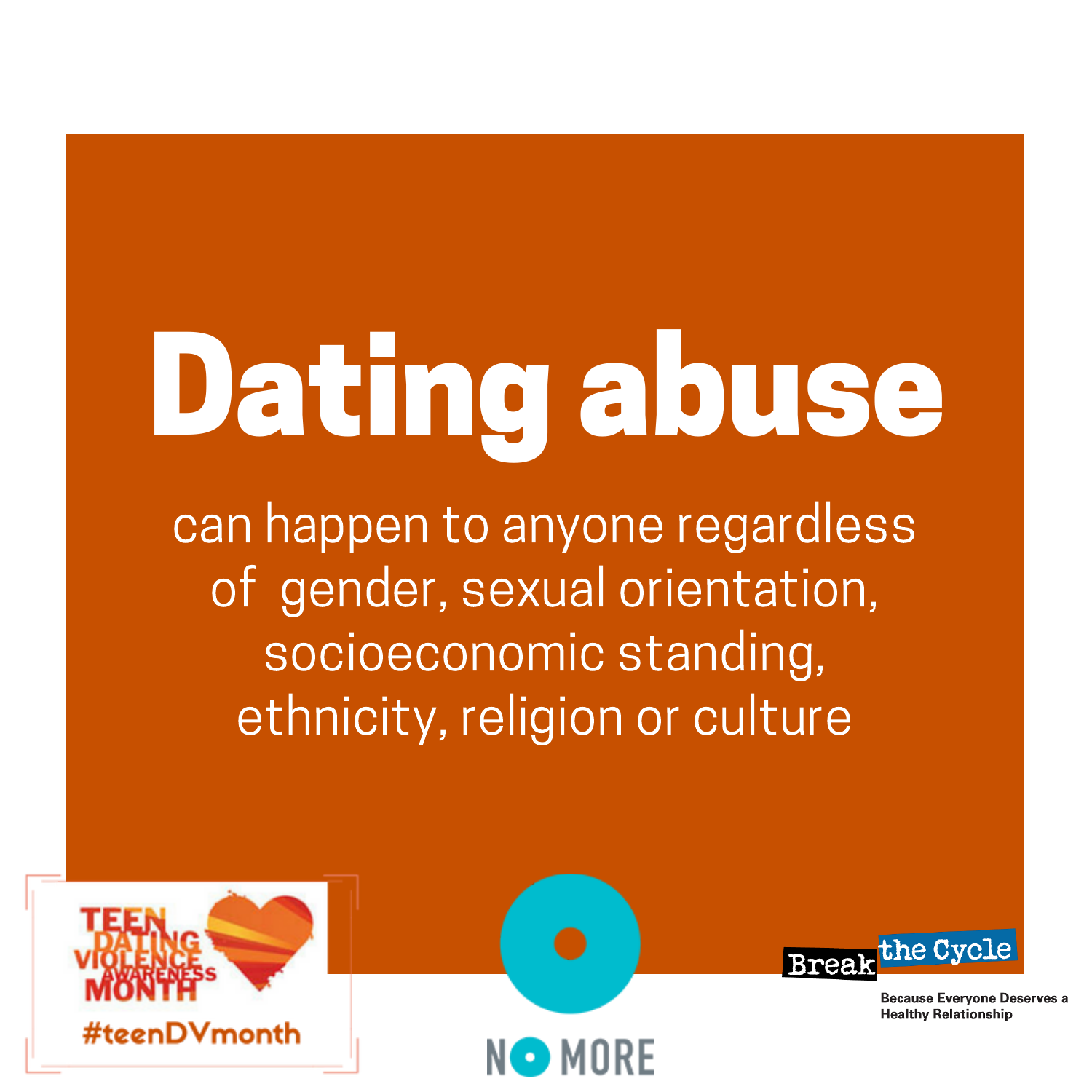# Dating abuse

can happen to anyone regardless of gender, sexual orientation, socioeconomic standing, ethnicity, religion or culture

TEEN DATING VIOLENCE AWARENESS MONTH

#teenDVmonth

NO MORE

Break the Cycle

Because Everyone Deserves a Healthy Relationship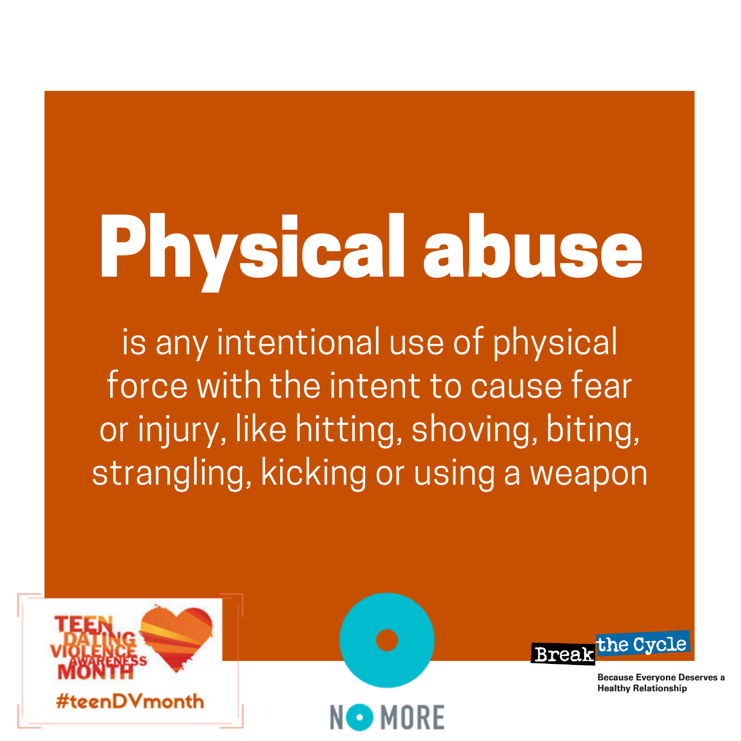# Physical abuse

is any intentional use of physical force with the intent to cause fear or injury, like hitting, shoving, biting, strangling, kicking or using a weapon

TEEN DATING VIOLENCE AWARENESS MONTH

#teenDVmonth

NO MORE

Break the Cycle

Because Everyone Deserves a Healthy Relationship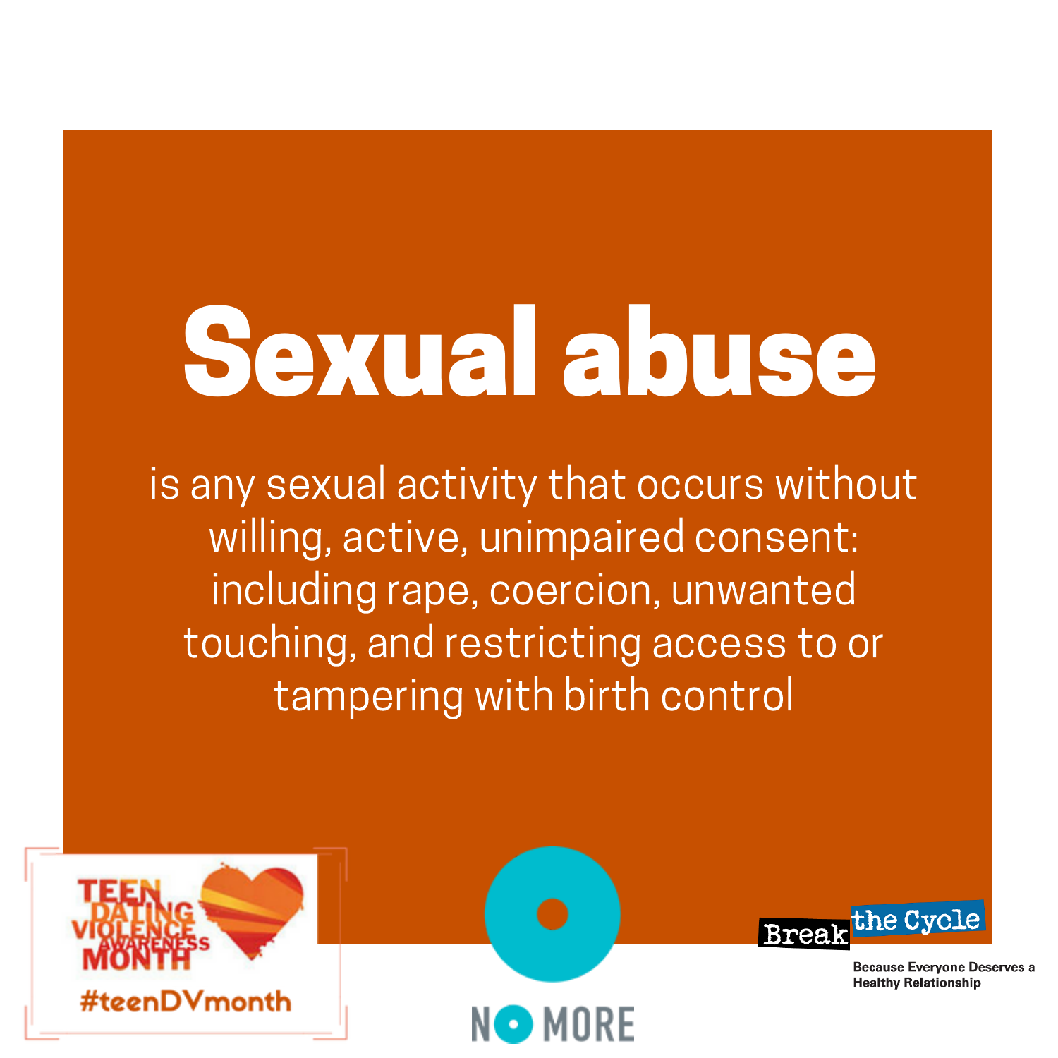# Sexual abuse

is any sexual activity that occurs without willing, active, unimpaired consent: including rape, coercion, unwanted touching, and restricting access to or tampering with birth control

TEEN DATING VIOLENCE AWARENESS MONTH

#teenDVmonth

NO MORE

Break the Cycle

Because Everyone Deserves a Healthy Relationship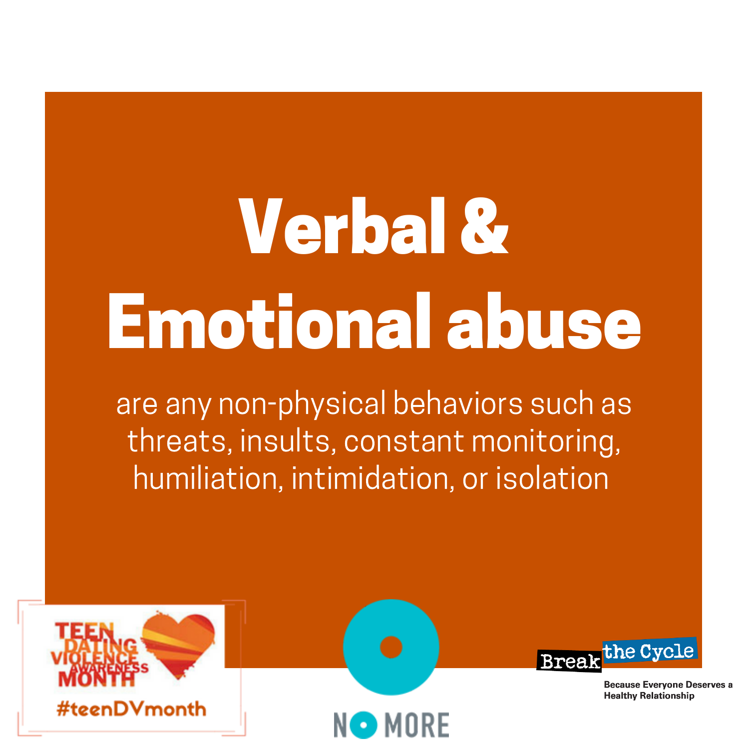# Verbal & Emotional abuse

are any non-physical behaviors such as threats, insults, constant monitoring, humiliation, intimidation, or isolation

TEEN DATING VIOLENCE AWARENESS MONTH
#teenDVmonth

NO MORE

Break the Cycle
Because Everyone Deserves a Healthy Relationship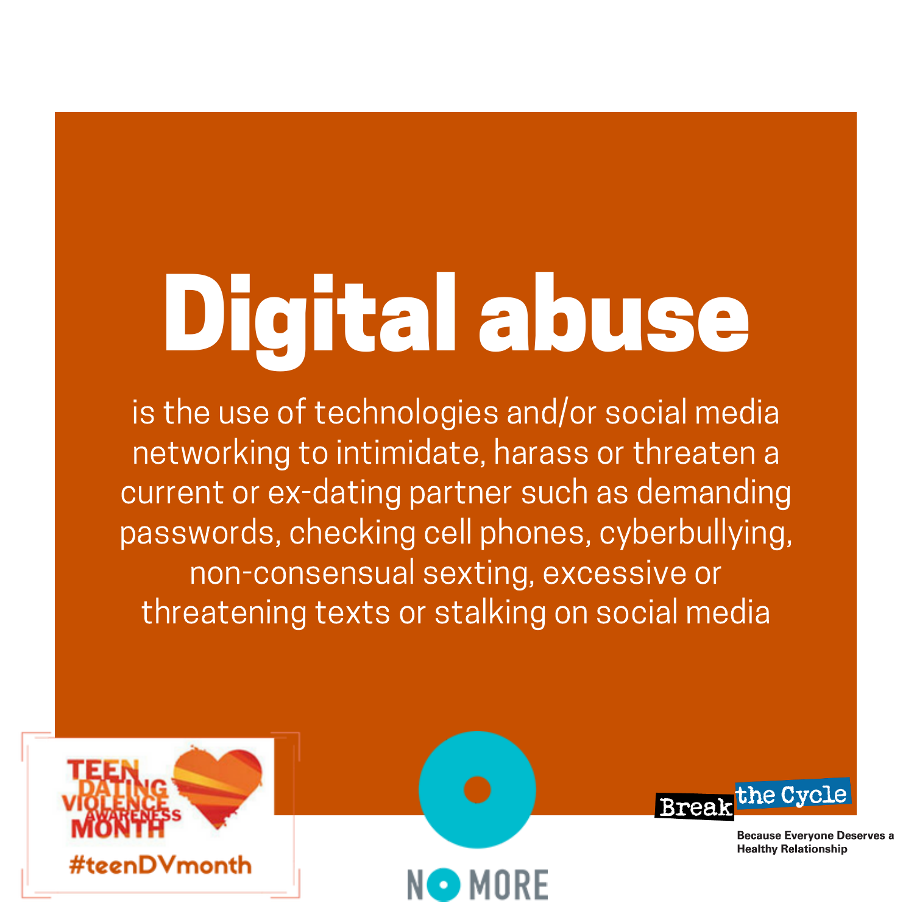# Digital abuse

is the use of technologies and/or social media networking to intimidate, harass or threaten a current or ex-dating partner such as demanding passwords, checking cell phones, cyberbullying, non-consensual sexting, excessive or threatening texts or stalking on social media

TEEN DATING VIOLENCE AWARENESS MONTH

#teenDVmonth

NO MORE

Break the Cycle

Because Everyone Deserves a Healthy Relationship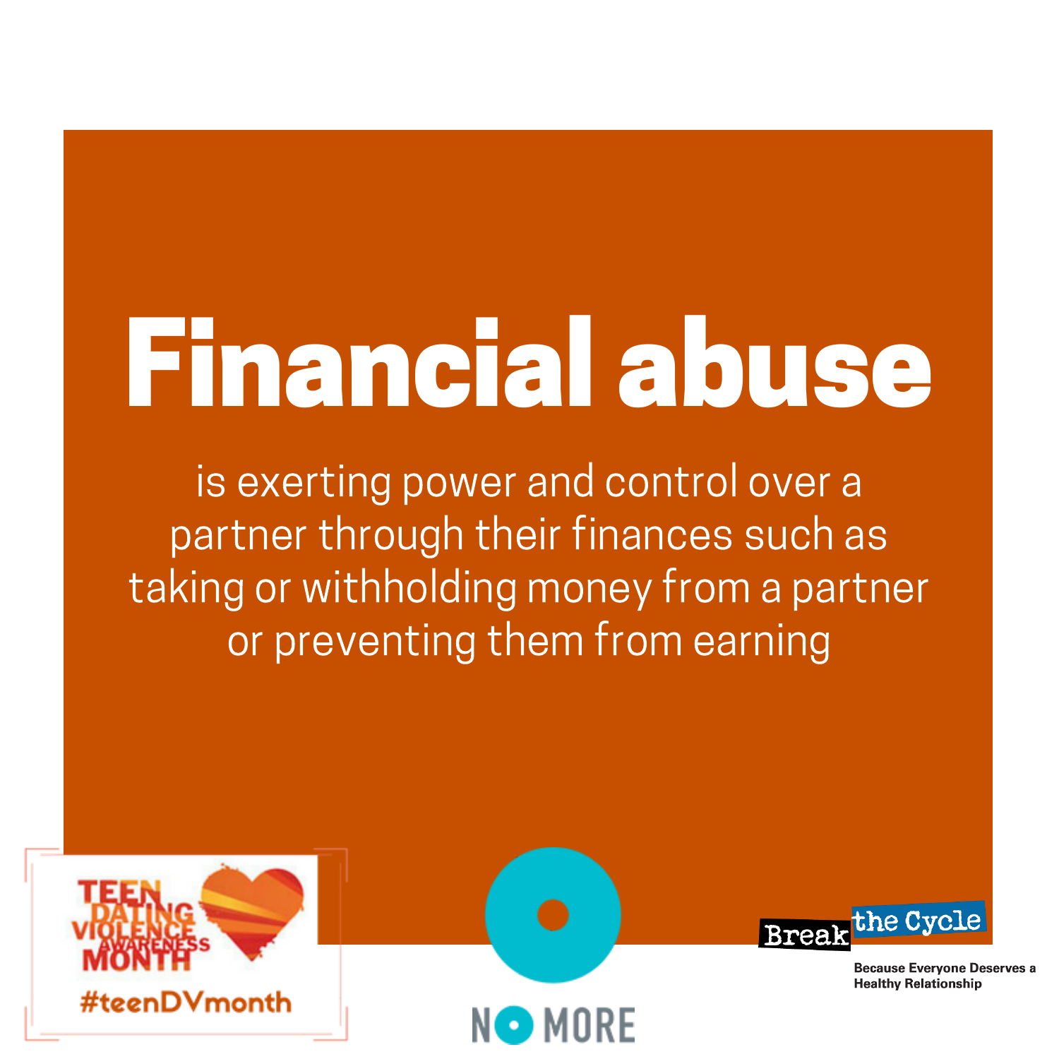# Financial abuse

is exerting power and control over a partner through their finances such as taking or withholding money from a partner or preventing them from earning

TEEN DATING VIOLENCE AWARENESS MONTH

#teenDVmonth

NO MORE

Break the Cycle

Because Everyone Deserves a Healthy Relationship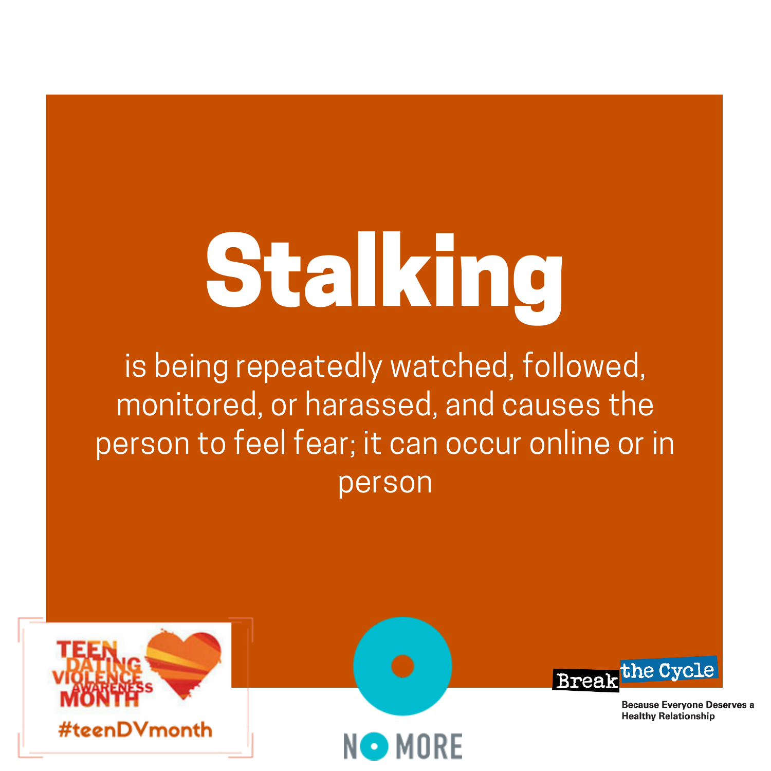# Stalking

is being repeatedly watched, followed, monitored, or harassed, and causes the person to feel fear; it can occur online or in person

TEEN DATING VIOLENCE AWARENESS MONTH

#teenDVmonth

NO MORE

Break the Cycle

Because Everyone Deserves a Healthy Relationship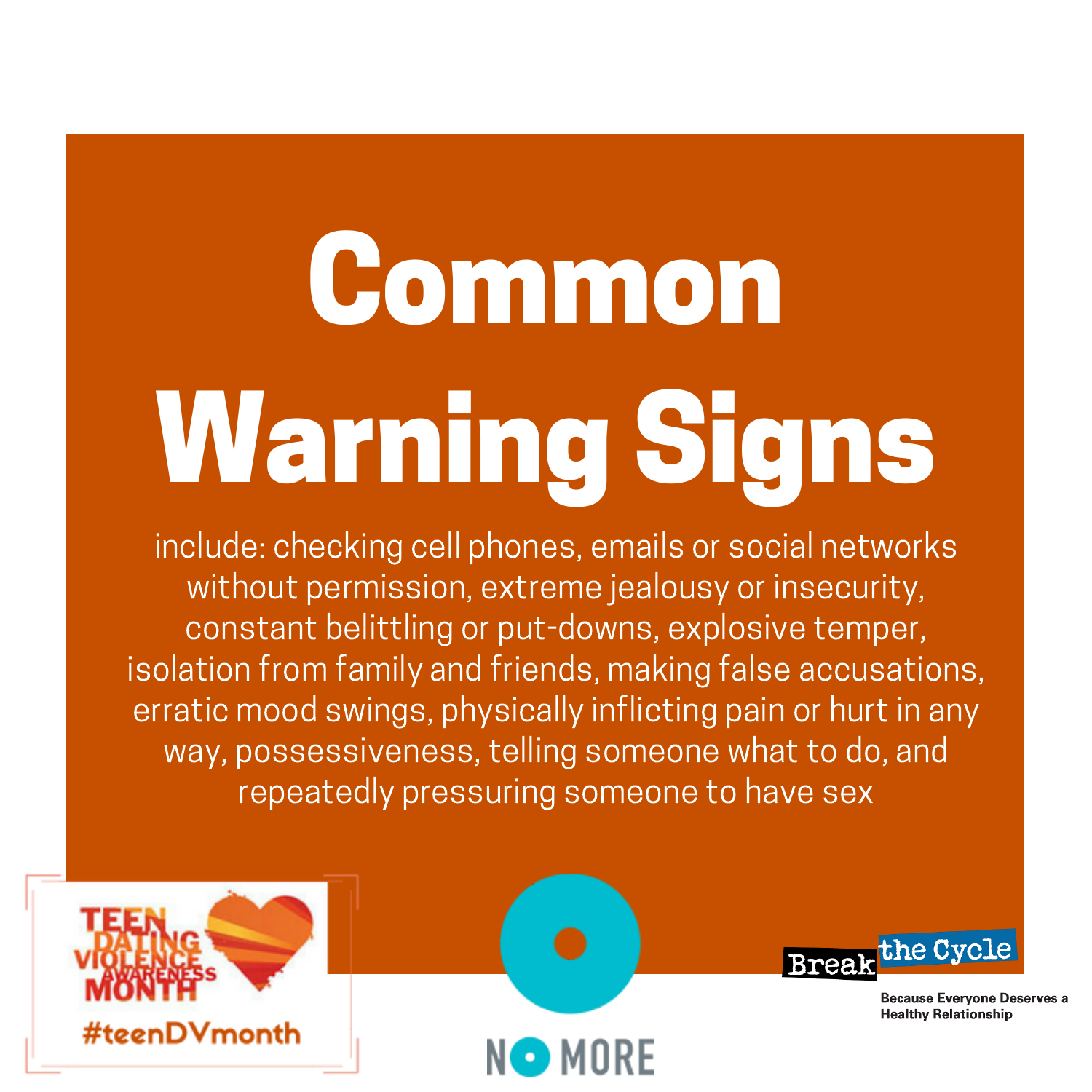# Common Warning Signs

include: checking cell phones, emails or social networks without permission, extreme jealousy or insecurity, constant belittling or put-downs, explosive temper, isolation from family and friends, making false accusations, erratic mood swings, physically inflicting pain or hurt in any way, possessiveness, telling someone what to do, and repeatedly pressuring someone to have sex

TEEN DATING VIOLENCE AWARENESS MONTH

#teenDVmonth

NO MORE

Break the Cycle

Because Everyone Deserves a Healthy Relationship